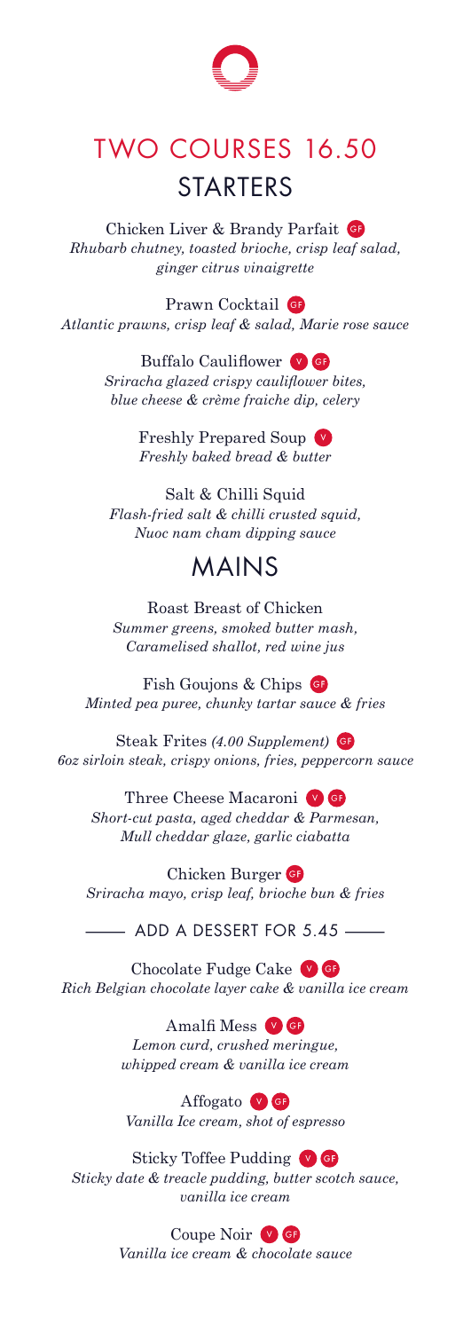# TWO COURSES 16.50

## STARTERS

Chicken Liver & Brandy Parfait GF
*Rhubarb chutney, toasted brioche, crisp leaf salad, ginger citrus vinaigrette*

Prawn Cocktail GF
*Atlantic prawns, crisp leaf & salad, Marie rose sauce*

Buffalo Cauliflower V GF
*Sriracha glazed crispy cauliflower bites, blue cheese & crème fraiche dip, celery*

Freshly Prepared Soup V
*Freshly baked bread & butter*

Salt & Chilli Squid
*Flash-fried salt & chilli crusted squid, Nuoc nam cham dipping sauce*

## MAINS

Roast Breast of Chicken
*Summer greens, smoked butter mash, Caramelised shallot, red wine jus*

Fish Goujons & Chips GF
*Minted pea puree, chunky tartar sauce & fries*

Steak Frites *(4.00 Supplement)* GF
*6oz sirloin steak, crispy onions, fries, peppercorn sauce*

Three Cheese Macaroni V GF
*Short-cut pasta, aged cheddar & Parmesan, Mull cheddar glaze, garlic ciabatta*

Chicken Burger GF
*Sriracha mayo, crisp leaf, brioche bun & fries*

### ADD A DESSERT FOR 5.45

Chocolate Fudge Cake V GF
*Rich Belgian chocolate layer cake & vanilla ice cream*

Amalfi Mess V GF
*Lemon curd, crushed meringue, whipped cream & vanilla ice cream*

Affogato V GF
*Vanilla Ice cream, shot of espresso*

Sticky Toffee Pudding V GF
*Sticky date & treacle pudding, butter scotch sauce, vanilla ice cream*

Coupe Noir V GF
*Vanilla ice cream & chocolate sauce*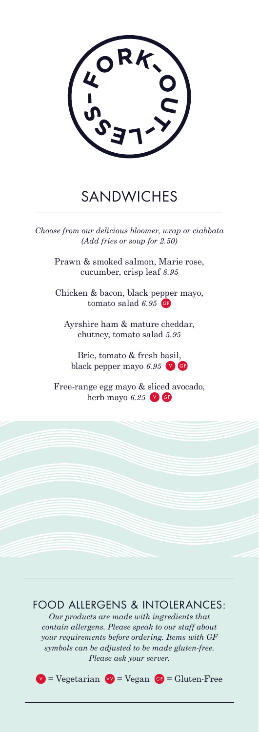FORK-OUT-LESS

## SANDWICHES

*Choose from our delicious bloomer, wrap or ciabbata*
*(Add fries or soup for 2.50)*

Prawn & smoked salmon, Marie rose, cucumber, crisp leaf *8.95*

Chicken & bacon, black pepper mayo, tomato salad *6.95* GF

Ayrshire ham & mature cheddar, chutney, tomato salad *5.95*

Brie, tomato & fresh basil, black pepper mayo *6.95* V GF

Free-range egg mayo & sliced avocado, herb mayo *6.25* V GF

## FOOD ALLERGENS & INTOLERANCES:

*Our products are made with ingredients that contain allergens. Please speak to our staff about your requirements before ordering. Items with GF symbols can be adjusted to be made gluten-free. Please ask your server.*

V = Vegetarian VV = Vegan GF = Gluten-Free